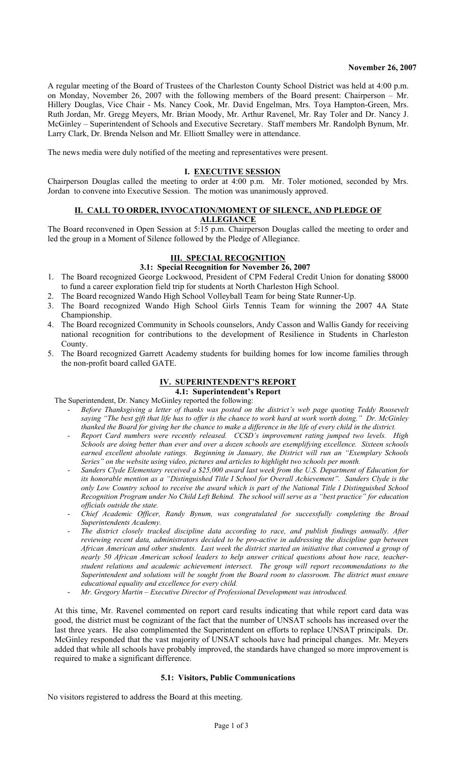**November 26, 2007**

A regular meeting of the Board of Trustees of the Charleston County School District was held at 4:00 p.m. on Monday, November 26, 2007 with the following members of the Board present: Chairperson – Mr. Hillery Douglas, Vice Chair - Ms. Nancy Cook, Mr. David Engelman, Mrs. Toya Hampton-Green, Mrs. Ruth Jordan, Mr. Gregg Meyers, Mr. Brian Moody, Mr. Arthur Ravenel, Mr. Ray Toler and Dr. Nancy J. McGinley – Superintendent of Schools and Executive Secretary. Staff members Mr. Randolph Bynum, Mr. Larry Clark, Dr. Brenda Nelson and Mr. Elliott Smalley were in attendance.

The news media were duly notified of the meeting and representatives were present.

## I. EXECUTIVE SESSION

Chairperson Douglas called the meeting to order at 4:00 p.m. Mr. Toler motioned, seconded by Mrs. Jordan to convene into Executive Session. The motion was unanimously approved.

## II. CALL TO ORDER, INVOCATION/MOMENT OF SILENCE, AND PLEDGE OF ALLEGIANCE

The Board reconvened in Open Session at 5:15 p.m. Chairperson Douglas called the meeting to order and led the group in a Moment of Silence followed by the Pledge of Allegiance.

## III. SPECIAL RECOGNITION

### 3.1: Special Recognition for November 26, 2007

1. The Board recognized George Lockwood, President of CPM Federal Credit Union for donating $8000 to fund a career exploration field trip for students at North Charleston High School.
2. The Board recognized Wando High School Volleyball Team for being State Runner-Up.
3. The Board recognized Wando High School Girls Tennis Team for winning the 2007 4A State Championship.
4. The Board recognized Community in Schools counselors, Andy Casson and Wallis Gandy for receiving national recognition for contributions to the development of Resilience in Students in Charleston County.
5. The Board recognized Garrett Academy students for building homes for low income families through the non-profit board called GATE.

## IV. SUPERINTENDENT'S REPORT

### 4.1: Superintendent's Report

The Superintendent, Dr. Nancy McGinley reported the following:

- *Before Thanksgiving a letter of thanks was posted on the district's web page quoting Teddy Roosevelt saying "The best gift that life has to offer is the chance to work hard at work worth doing." Dr. McGinley thanked the Board for giving her the chance to make a difference in the life of every child in the district.*
- *Report Card numbers were recently released. CCSD's improvement rating jumped two levels. High Schools are doing better than ever and over a dozen schools are exemplifying excellence. Sixteen schools earned excellent absolute ratings. Beginning in January, the District will run an "Exemplary Schools Series" on the website using video, pictures and articles to highlight two schools per month.*
- *Sanders Clyde Elementary received a $25,000 award last week from the U.S. Department of Education for its honorable mention as a "Distinguished Title I School for Overall Achievement". Sanders Clyde is the only Low Country school to receive the award which is part of the National Title I Distinguished School Recognition Program under No Child Left Behind. The school will serve as a "best practice" for education officials outside the state.*
- *Chief Academic Officer, Randy Bynum, was congratulated for successfully completing the Broad Superintendents Academy.*
- *The district closely tracked discipline data according to race, and publish findings annually. After reviewing recent data, administrators decided to be pro-active in addressing the discipline gap between African American and other students. Last week the district started an initiative that convened a group of nearly 50 African American school leaders to help answer critical questions about how race, teacher-student relations and academic achievement intersect. The group will report recommendations to the Superintendent and solutions will be sought from the Board room to classroom. The district must ensure educational equality and excellence for every child.*
- *Mr. Gregory Martin – Executive Director of Professional Development was introduced.*

At this time, Mr. Ravenel commented on report card results indicating that while report card data was good, the district must be cognizant of the fact that the number of UNSAT schools has increased over the last three years. He also complimented the Superintendent on efforts to replace UNSAT principals. Dr. McGinley responded that the vast majority of UNSAT schools have had principal changes. Mr. Meyers added that while all schools have probably improved, the standards have changed so more improvement is required to make a significant difference.

### 5.1: Visitors, Public Communications

No visitors registered to address the Board at this meeting.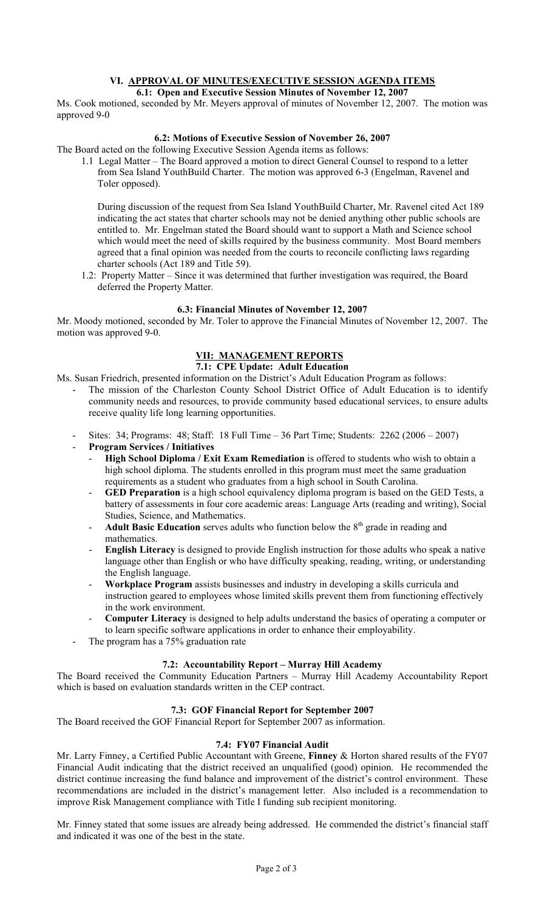## VI. APPROVAL OF MINUTES/EXECUTIVE SESSION AGENDA ITEMS

### 6.1: Open and Executive Session Minutes of November 12, 2007

Ms. Cook motioned, seconded by Mr. Meyers approval of minutes of November 12, 2007. The motion was approved 9-0

### 6.2: Motions of Executive Session of November 26, 2007

The Board acted on the following Executive Session Agenda items as follows:

1.1 Legal Matter – The Board approved a motion to direct General Counsel to respond to a letter from Sea Island YouthBuild Charter. The motion was approved 6-3 (Engelman, Ravenel and Toler opposed).

During discussion of the request from Sea Island YouthBuild Charter, Mr. Ravenel cited Act 189 indicating the act states that charter schools may not be denied anything other public schools are entitled to. Mr. Engelman stated the Board should want to support a Math and Science school which would meet the need of skills required by the business community. Most Board members agreed that a final opinion was needed from the courts to reconcile conflicting laws regarding charter schools (Act 189 and Title 59).

1.2: Property Matter – Since it was determined that further investigation was required, the Board deferred the Property Matter.

### 6.3: Financial Minutes of November 12, 2007

Mr. Moody motioned, seconded by Mr. Toler to approve the Financial Minutes of November 12, 2007. The motion was approved 9-0.

## VII: MANAGEMENT REPORTS

### 7.1: CPE Update: Adult Education

Ms. Susan Friedrich, presented information on the District's Adult Education Program as follows:

- The mission of the Charleston County School District Office of Adult Education is to identify community needs and resources, to provide community based educational services, to ensure adults receive quality life long learning opportunities.
- Sites: 34; Programs: 48; Staff: 18 Full Time – 36 Part Time; Students: 2262 (2006 – 2007)
- **Program Services / Initiatives**
  - **High School Diploma / Exit Exam Remediation** is offered to students who wish to obtain a high school diploma. The students enrolled in this program must meet the same graduation requirements as a student who graduates from a high school in South Carolina.
  - **GED Preparation** is a high school equivalency diploma program is based on the GED Tests, a battery of assessments in four core academic areas: Language Arts (reading and writing), Social Studies, Science, and Mathematics.
  - **Adult Basic Education** serves adults who function below the 8th grade in reading and mathematics.
  - **English Literacy** is designed to provide English instruction for those adults who speak a native language other than English or who have difficulty speaking, reading, writing, or understanding the English language.
  - **Workplace Program** assists businesses and industry in developing a skills curricula and instruction geared to employees whose limited skills prevent them from functioning effectively in the work environment.
  - **Computer Literacy** is designed to help adults understand the basics of operating a computer or to learn specific software applications in order to enhance their employability.
- The program has a 75% graduation rate

### 7.2: Accountability Report – Murray Hill Academy

The Board received the Community Education Partners – Murray Hill Academy Accountability Report which is based on evaluation standards written in the CEP contract.

### 7.3: GOF Financial Report for September 2007

The Board received the GOF Financial Report for September 2007 as information.

### 7.4: FY07 Financial Audit

Mr. Larry Finney, a Certified Public Accountant with Greene, **Finney** & Horton shared results of the FY07 Financial Audit indicating that the district received an unqualified (good) opinion. He recommended the district continue increasing the fund balance and improvement of the district's control environment. These recommendations are included in the district's management letter. Also included is a recommendation to improve Risk Management compliance with Title I funding sub recipient monitoring.

Mr. Finney stated that some issues are already being addressed. He commended the district's financial staff and indicated it was one of the best in the state.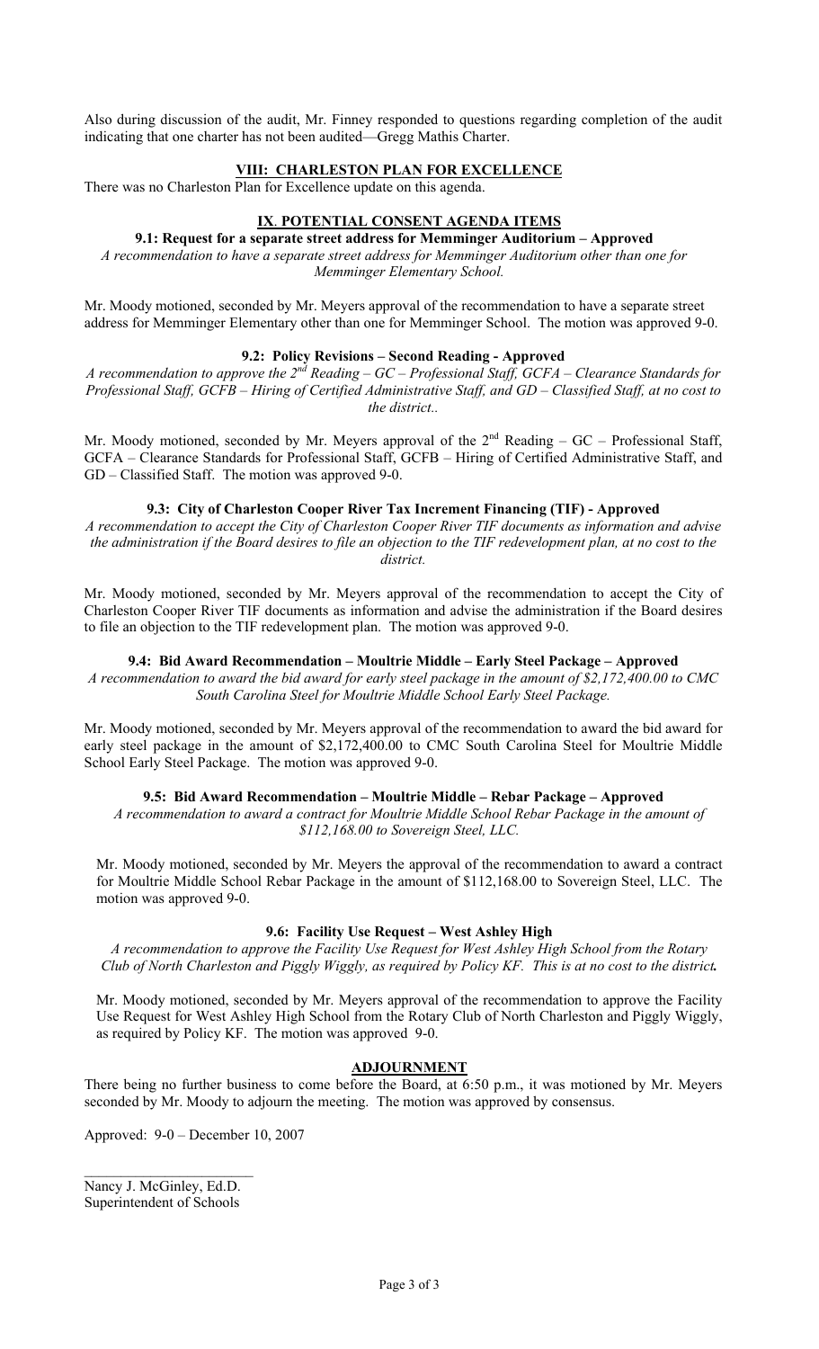Also during discussion of the audit, Mr. Finney responded to questions regarding completion of the audit indicating that one charter has not been audited—Gregg Mathis Charter.

## VIII: CHARLESTON PLAN FOR EXCELLENCE

There was no Charleston Plan for Excellence update on this agenda.

## IX. POTENTIAL CONSENT AGENDA ITEMS

### 9.1: Request for a separate street address for Memminger Auditorium – Approved

*A recommendation to have a separate street address for Memminger Auditorium other than one for Memminger Elementary School.*

Mr. Moody motioned, seconded by Mr. Meyers approval of the recommendation to have a separate street address for Memminger Elementary other than one for Memminger School. The motion was approved 9-0.

### 9.2: Policy Revisions – Second Reading - Approved

*A recommendation to approve the 2nd Reading – GC – Professional Staff, GCFA – Clearance Standards for Professional Staff, GCFB – Hiring of Certified Administrative Staff, and GD – Classified Staff, at no cost to the district..*

Mr. Moody motioned, seconded by Mr. Meyers approval of the 2nd Reading – GC – Professional Staff, GCFA – Clearance Standards for Professional Staff, GCFB – Hiring of Certified Administrative Staff, and GD – Classified Staff. The motion was approved 9-0.

### 9.3: City of Charleston Cooper River Tax Increment Financing (TIF) - Approved

*A recommendation to accept the City of Charleston Cooper River TIF documents as information and advise the administration if the Board desires to file an objection to the TIF redevelopment plan, at no cost to the district.*

Mr. Moody motioned, seconded by Mr. Meyers approval of the recommendation to accept the City of Charleston Cooper River TIF documents as information and advise the administration if the Board desires to file an objection to the TIF redevelopment plan. The motion was approved 9-0.

### 9.4: Bid Award Recommendation – Moultrie Middle – Early Steel Package – Approved

*A recommendation to award the bid award for early steel package in the amount of $2,172,400.00 to CMC South Carolina Steel for Moultrie Middle School Early Steel Package.*

Mr. Moody motioned, seconded by Mr. Meyers approval of the recommendation to award the bid award for early steel package in the amount of $2,172,400.00 to CMC South Carolina Steel for Moultrie Middle School Early Steel Package. The motion was approved 9-0.

### 9.5: Bid Award Recommendation – Moultrie Middle – Rebar Package – Approved

*A recommendation to award a contract for Moultrie Middle School Rebar Package in the amount of $112,168.00 to Sovereign Steel, LLC.*

Mr. Moody motioned, seconded by Mr. Meyers the approval of the recommendation to award a contract for Moultrie Middle School Rebar Package in the amount of $112,168.00 to Sovereign Steel, LLC. The motion was approved 9-0.

### 9.6: Facility Use Request – West Ashley High

*A recommendation to approve the Facility Use Request for West Ashley High School from the Rotary Club of North Charleston and Piggly Wiggly, as required by Policy KF. This is at no cost to the district.*

Mr. Moody motioned, seconded by Mr. Meyers approval of the recommendation to approve the Facility Use Request for West Ashley High School from the Rotary Club of North Charleston and Piggly Wiggly, as required by Policy KF. The motion was approved 9-0.

## ADJOURNMENT

There being no further business to come before the Board, at 6:50 p.m., it was motioned by Mr. Meyers seconded by Mr. Moody to adjourn the meeting. The motion was approved by consensus.

Approved: 9-0 – December 10, 2007

\_\_\_\_\_\_\_\_\_\_\_\_\_\_\_\_\_\_\_\_\_\_\_\_

Nancy J. McGinley, Ed.D.
Superintendent of Schools